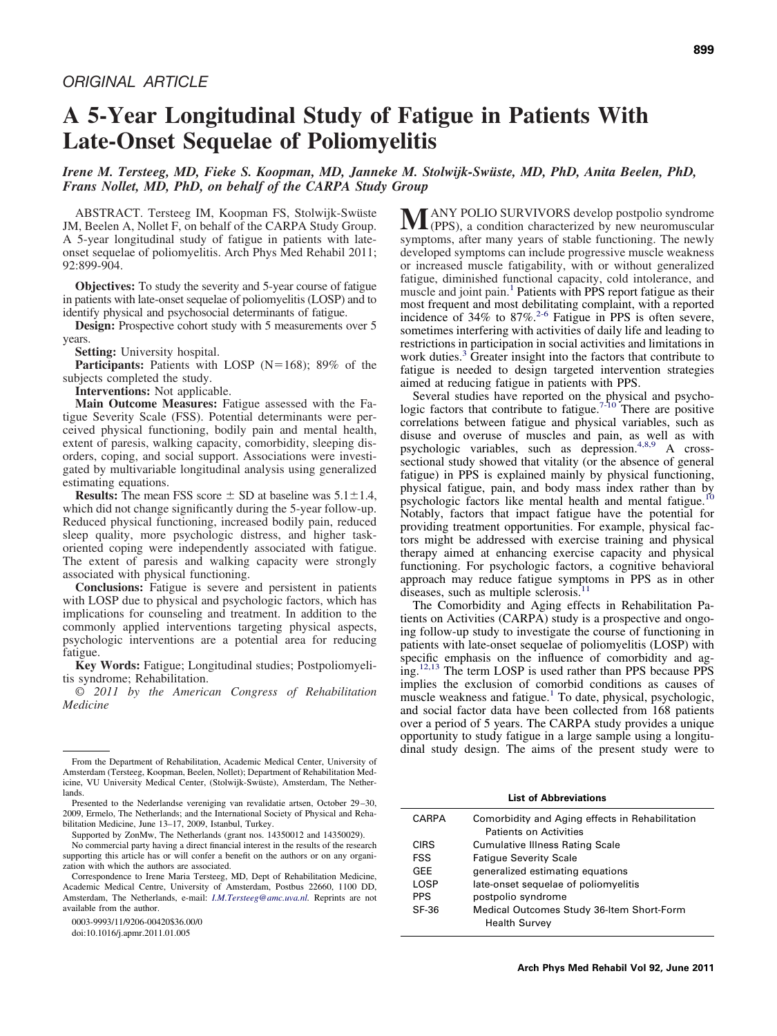ORIGINAL ARTICLE

# A 5-Year Longitudinal Study of Fatigue in Patients With Late-Onset Sequelae of Poliomyelitis

*Irene M. Tersteeg, MD, Fieke S. Koopman, MD, Janneke M. Stolwijk-Swüste, MD, PhD, Anita Beelen, PhD, Frans Nollet, MD, PhD, on behalf of the CARPA Study Group*

ABSTRACT. Tersteeg IM, Koopman FS, Stolwijk-Swüste JM, Beelen A, Nollet F, on behalf of the CARPA Study Group. A 5-year longitudinal study of fatigue in patients with late-onset sequelae of poliomyelitis. Arch Phys Med Rehabil 2011; 92:899-904.

**Objectives:** To study the severity and 5-year course of fatigue in patients with late-onset sequelae of poliomyelitis (LOSP) and to identify physical and psychosocial determinants of fatigue.

**Design:** Prospective cohort study with 5 measurements over 5 years.

**Setting:** University hospital.

**Participants:** Patients with LOSP (N=168); 89% of the subjects completed the study.

**Interventions:** Not applicable.

**Main Outcome Measures:** Fatigue assessed with the Fatigue Severity Scale (FSS). Potential determinants were perceived physical functioning, bodily pain and mental health, extent of paresis, walking capacity, comorbidity, sleeping disorders, coping, and social support. Associations were investigated by multivariable longitudinal analysis using generalized estimating equations.

**Results:** The mean FSS score ± SD at baseline was 5.1±1.4, which did not change significantly during the 5-year follow-up. Reduced physical functioning, increased bodily pain, reduced sleep quality, more psychologic distress, and higher task-oriented coping were independently associated with fatigue. The extent of paresis and walking capacity were strongly associated with physical functioning.

**Conclusions:** Fatigue is severe and persistent in patients with LOSP due to physical and psychologic factors, which has implications for counseling and treatment. In addition to the commonly applied interventions targeting physical aspects, psychologic interventions are a potential area for reducing fatigue.

**Key Words:** Fatigue; Longitudinal studies; Postpoliomyelitis syndrome; Rehabilitation.

*© 2011 by the American Congress of Rehabilitation Medicine*

MANY POLIO SURVIVORS develop postpolio syndrome (PPS), a condition characterized by new neuromuscular symptoms, after many years of stable functioning. The newly developed symptoms can include progressive muscle weakness or increased muscle fatigability, with or without generalized fatigue, diminished functional capacity, cold intolerance, and muscle and joint pain.[1] Patients with PPS report fatigue as their most frequent and most debilitating complaint, with a reported incidence of 34% to 87%.[2-6] Fatigue in PPS is often severe, sometimes interfering with activities of daily life and leading to restrictions in participation in social activities and limitations in work duties.[3] Greater insight into the factors that contribute to fatigue is needed to design targeted intervention strategies aimed at reducing fatigue in patients with PPS.

Several studies have reported on the physical and psychologic factors that contribute to fatigue.[7-10] There are positive correlations between fatigue and physical variables, such as disuse and overuse of muscles and pain, as well as with psychologic variables, such as depression.[4,8,9] A cross-sectional study showed that vitality (or the absence of general fatigue) in PPS is explained mainly by physical functioning, physical fatigue, pain, and body mass index rather than by psychologic factors like mental health and mental fatigue.[10] Notably, factors that impact fatigue have the potential for providing treatment opportunities. For example, physical factors might be addressed with exercise training and physical therapy aimed at enhancing exercise capacity and physical functioning. For psychologic factors, a cognitive behavioral approach may reduce fatigue symptoms in PPS as in other diseases, such as multiple sclerosis.[11]

The Comorbidity and Aging effects in Rehabilitation Patients on Activities (CARPA) study is a prospective and ongoing follow-up study to investigate the course of functioning in patients with late-onset sequelae of poliomyelitis (LOSP) with specific emphasis on the influence of comorbidity and aging.[12,13] The term LOSP is used rather than PPS because PPS implies the exclusion of comorbid conditions as causes of muscle weakness and fatigue.[1] To date, physical, psychologic, and social factor data have been collected from 168 patients over a period of 5 years. The CARPA study provides a unique opportunity to study fatigue in a large sample using a longitudinal study design. The aims of the present study were to

From the Department of Rehabilitation, Academic Medical Center, University of Amsterdam (Tersteeg, Koopman, Beelen, Nollet); Department of Rehabilitation Medicine, VU University Medical Center, (Stolwijk-Swüste), Amsterdam, The Netherlands.

Presented to the Nederlandse vereniging van revalidatie artsen, October 29–30, 2009, Ermelo, The Netherlands; and the International Society of Physical and Rehabilitation Medicine, June 13–17, 2009, Istanbul, Turkey.

Supported by ZonMw, The Netherlands (grant nos. 14350012 and 14350029).

No commercial party having a direct financial interest in the results of the research supporting this article has or will confer a benefit on the authors or on any organization with which the authors are associated.

Correspondence to Irene Maria Tersteeg, MD, Dept of Rehabilitation Medicine, Academic Medical Centre, University of Amsterdam, Postbus 22660, 1100 DD, Amsterdam, The Netherlands, e-mail: I.M.Tersteeg@amc.uva.nl. Reprints are not available from the author.

0003-9993/11/9206-00420$36.00/0
doi:10.1016/j.apmr.2011.01.005

**List of Abbreviations**

| | |
|---|---|
| CARPA | Comorbidity and Aging effects in Rehabilitation Patients on Activities |
| CIRS | Cumulative Illness Rating Scale |
| FSS | Fatigue Severity Scale |
| GEE | generalized estimating equations |
| LOSP | late-onset sequelae of poliomyelitis |
| PPS | postpolio syndrome |
| SF-36 | Medical Outcomes Study 36-Item Short-Form Health Survey |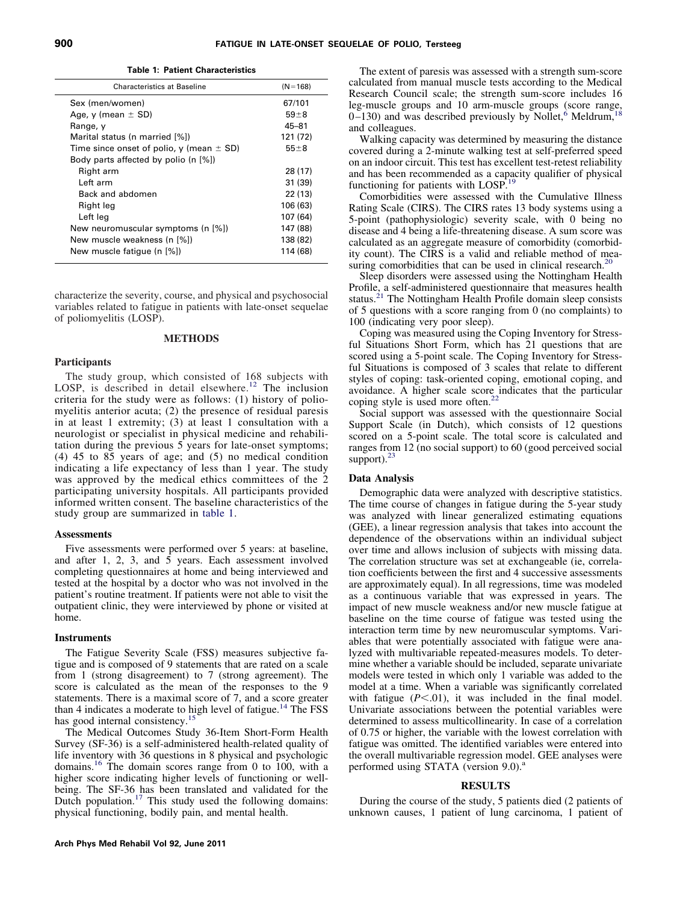**Table 1: Patient Characteristics**

| Characteristics at Baseline | (N=168) |
|---|---|
| Sex (men/women) | 67/101 |
| Age, y (mean ± SD) | 59±8 |
| Range, y | 45–81 |
| Marital status (n married [%]) | 121 (72) |
| Time since onset of polio, y (mean ± SD) | 55±8 |
| Body parts affected by polio (n [%]) | |
| Right arm | 28 (17) |
| Left arm | 31 (39) |
| Back and abdomen | 22 (13) |
| Right leg | 106 (63) |
| Left leg | 107 (64) |
| New neuromuscular symptoms (n [%]) | 147 (88) |
| New muscle weakness (n [%]) | 138 (82) |
| New muscle fatigue (n [%]) | 114 (68) |

characterize the severity, course, and physical and psychosocial variables related to fatigue in patients with late-onset sequelae of poliomyelitis (LOSP).

## METHODS

### Participants

The study group, which consisted of 168 subjects with LOSP, is described in detail elsewhere.[12] The inclusion criteria for the study were as follows: (1) history of poliomyelitis anterior acuta; (2) the presence of residual paresis in at least 1 extremity; (3) at least 1 consultation with a neurologist or specialist in physical medicine and rehabilitation during the previous 5 years for late-onset symptoms; (4) 45 to 85 years of age; and (5) no medical condition indicating a life expectancy of less than 1 year. The study was approved by the medical ethics committees of the 2 participating university hospitals. All participants provided informed written consent. The baseline characteristics of the study group are summarized in table 1.

### Assessments

Five assessments were performed over 5 years: at baseline, and after 1, 2, 3, and 5 years. Each assessment involved completing questionnaires at home and being interviewed and tested at the hospital by a doctor who was not involved in the patient's routine treatment. If patients were not able to visit the outpatient clinic, they were interviewed by phone or visited at home.

### Instruments

The Fatigue Severity Scale (FSS) measures subjective fatigue and is composed of 9 statements that are rated on a scale from 1 (strong disagreement) to 7 (strong agreement). The score is calculated as the mean of the responses to the 9 statements. There is a maximal score of 7, and a score greater than 4 indicates a moderate to high level of fatigue.[14] The FSS has good internal consistency.[15]

The Medical Outcomes Study 36-Item Short-Form Health Survey (SF-36) is a self-administered health-related quality of life inventory with 36 questions in 8 physical and psychologic domains.[16] The domain scores range from 0 to 100, with a higher score indicating higher levels of functioning or well-being. The SF-36 has been translated and validated for the Dutch population.[17] This study used the following domains: physical functioning, bodily pain, and mental health.

The extent of paresis was assessed with a strength sum-score calculated from manual muscle tests according to the Medical Research Council scale; the strength sum-score includes 16 leg-muscle groups and 10 arm-muscle groups (score range, 0–130) and was described previously by Nollet,[6] Meldrum,[18] and colleagues.

Walking capacity was determined by measuring the distance covered during a 2-minute walking test at self-preferred speed on an indoor circuit. This test has excellent test-retest reliability and has been recommended as a capacity qualifier of physical functioning for patients with LOSP.[19]

Comorbidities were assessed with the Cumulative Illness Rating Scale (CIRS). The CIRS rates 13 body systems using a 5-point (pathophysiologic) severity scale, with 0 being no disease and 4 being a life-threatening disease. A sum score was calculated as an aggregate measure of comorbidity (comorbidity count). The CIRS is a valid and reliable method of measuring comorbidities that can be used in clinical research.[20]

Sleep disorders were assessed using the Nottingham Health Profile, a self-administered questionnaire that measures health status.[21] The Nottingham Health Profile domain sleep consists of 5 questions with a score ranging from 0 (no complaints) to 100 (indicating very poor sleep).

Coping was measured using the Coping Inventory for Stressful Situations Short Form, which has 21 questions that are scored using a 5-point scale. The Coping Inventory for Stressful Situations is composed of 3 scales that relate to different styles of coping: task-oriented coping, emotional coping, and avoidance. A higher scale score indicates that the particular coping style is used more often.[22]

Social support was assessed with the questionnaire Social Support Scale (in Dutch), which consists of 12 questions scored on a 5-point scale. The total score is calculated and ranges from 12 (no social support) to 60 (good perceived social support).[23]

### Data Analysis

Demographic data were analyzed with descriptive statistics. The time course of changes in fatigue during the 5-year study was analyzed with linear generalized estimating equations (GEE), a linear regression analysis that takes into account the dependence of the observations within an individual subject over time and allows inclusion of subjects with missing data. The correlation structure was set at exchangeable (ie, correlation coefficients between the first and 4 successive assessments are approximately equal). In all regressions, time was modeled as a continuous variable that was expressed in years. The impact of new muscle weakness and/or new muscle fatigue at baseline on the time course of fatigue was tested using the interaction term time by new neuromuscular symptoms. Variables that were potentially associated with fatigue were analyzed with multivariable repeated-measures models. To determine whether a variable should be included, separate univariate models were tested in which only 1 variable was added to the model at a time. When a variable was significantly correlated with fatigue ($P<.01$), it was included in the final model. Univariate associations between the potential variables were determined to assess multicollinearity. In case of a correlation of 0.75 or higher, the variable with the lowest correlation with fatigue was omitted. The identified variables were entered into the overall multivariable regression model. GEE analyses were performed using STATA (version 9.0).[a]

## RESULTS

During the course of the study, 5 patients died (2 patients of unknown causes, 1 patient of lung carcinoma, 1 patient of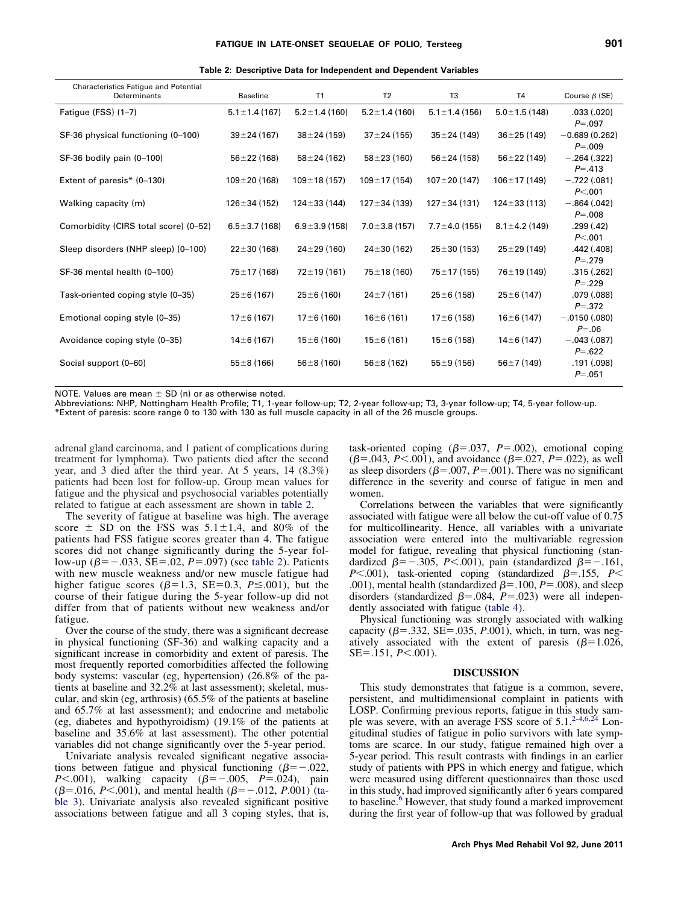**Table 2: Descriptive Data for Independent and Dependent Variables**

| Characteristics Fatigue and Potential Determinants | Baseline | T1 | T2 | T3 | T4 | Course β (SE) |
|---|---|---|---|---|---|---|
| Fatigue (FSS) (1–7) | 5.1±1.4 (167) | 5.2±1.4 (160) | 5.2±1.4 (160) | 5.1±1.4 (156) | 5.0±1.5 (148) | .033 (.020) P=.097 |
| SF-36 physical functioning (0–100) | 39±24 (167) | 38±24 (159) | 37±24 (155) | 35±24 (149) | 36±25 (149) | −0.689 (0.262) P=.009 |
| SF-36 bodily pain (0–100) | 56±22 (168) | 58±24 (162) | 58±23 (160) | 56±24 (158) | 56±22 (149) | −.264 (.322) P=.413 |
| Extent of paresis* (0–130) | 109±20 (168) | 109±18 (157) | 109±17 (154) | 107±20 (147) | 106±17 (149) | −.722 (.081) P<.001 |
| Walking capacity (m) | 126±34 (152) | 124±33 (144) | 127±34 (139) | 127±34 (131) | 124±33 (113) | −.864 (.042) P=.008 |
| Comorbidity (CIRS total score) (0–52) | 6.5±3.7 (168) | 6.9±3.9 (158) | 7.0±3.8 (157) | 7.7±4.0 (155) | 8.1±4.2 (149) | .299 (.42) P<.001 |
| Sleep disorders (NHP sleep) (0–100) | 22±30 (168) | 24±29 (160) | 24±30 (162) | 25±30 (153) | 25±29 (149) | .442 (.408) P=.279 |
| SF-36 mental health (0–100) | 75±17 (168) | 72±19 (161) | 75±18 (160) | 75±17 (155) | 76±19 (149) | .315 (.262) P=.229 |
| Task-oriented coping style (0–35) | 25±6 (167) | 25±6 (160) | 24±7 (161) | 25±6 (158) | 25±6 (147) | .079 (.088) P=.372 |
| Emotional coping style (0–35) | 17±6 (167) | 17±6 (160) | 16±6 (161) | 17±6 (158) | 16±6 (147) | −.0150 (.080) P=.06 |
| Avoidance coping style (0–35) | 14±6 (167) | 15±6 (160) | 15±6 (161) | 15±6 (158) | 14±6 (147) | −.043 (.087) P=.622 |
| Social support (0–60) | 55±8 (166) | 56±8 (160) | 56±8 (162) | 55±9 (156) | 56±7 (149) | .191 (.098) P=.051 |

NOTE. Values are mean ± SD (n) or as otherwise noted.
Abbreviations: NHP, Nottingham Health Profile; T1, 1-year follow-up; T2, 2-year follow-up; T3, 3-year follow-up; T4, 5-year follow-up.
*Extent of paresis: score range 0 to 130 with 130 as full muscle capacity in all of the 26 muscle groups.

adrenal gland carcinoma, and 1 patient of complications during treatment for lymphoma). Two patients died after the second year, and 3 died after the third year. At 5 years, 14 (8.3%) patients had been lost for follow-up. Group mean values for fatigue and the physical and psychosocial variables potentially related to fatigue at each assessment are shown in table 2.

The severity of fatigue at baseline was high. The average score ± SD on the FSS was 5.1±1.4, and 80% of the patients had FSS fatigue scores greater than 4. The fatigue scores did not change significantly during the 5-year follow-up (β=−.033, SE=.02, P=.097) (see table 2). Patients with new muscle weakness and/or new muscle fatigue had higher fatigue scores (β=1.3, SE=0.3, P≤.001), but the course of their fatigue during the 5-year follow-up did not differ from that of patients without new weakness and/or fatigue.

Over the course of the study, there was a significant decrease in physical functioning (SF-36) and walking capacity and a significant increase in comorbidity and extent of paresis. The most frequently reported comorbidities affected the following body systems: vascular (eg, hypertension) (26.8% of the patients at baseline and 32.2% at last assessment); skeletal, muscular, and skin (eg, arthrosis) (65.5% of the patients at baseline and 65.7% at last assessment); and endocrine and metabolic (eg, diabetes and hypothyroidism) (19.1% of the patients at baseline and 35.6% at last assessment). The other potential variables did not change significantly over the 5-year period.

Univariate analysis revealed significant negative associations between fatigue and physical functioning (β=−.022, P<.001), walking capacity (β=−.005, P=.024), pain (β=.016, P<.001), and mental health (β=−.012, P.001) (table 3). Univariate analysis also revealed significant positive associations between fatigue and all 3 coping styles, that is, task-oriented coping (β=.037, P=.002), emotional coping (β=.043, P<.001), and avoidance (β=.027, P=.022), as well as sleep disorders (β=.007, P=.001). There was no significant difference in the severity and course of fatigue in men and women.

Correlations between the variables that were significantly associated with fatigue were all below the cut-off value of 0.75 for multicollinearity. Hence, all variables with a univariate association were entered into the multivariable regression model for fatigue, revealing that physical functioning (standardized β=−.305, P<.001), pain (standardized β=−.161, P<.001), task-oriented coping (standardized β=.155, P<.001), mental health (standardized β=.100, P=.008), and sleep disorders (standardized β=.084, P=.023) were all independently associated with fatigue (table 4).

Physical functioning was strongly associated with walking capacity (β=.332, SE=.035, P.001), which, in turn, was negatively associated with the extent of paresis (β=1.026, SE=.151, P<.001).

## DISCUSSION

This study demonstrates that fatigue is a common, severe, persistent, and multidimensional complaint in patients with LOSP. Confirming previous reports, fatigue in this study sample was severe, with an average FSS score of 5.1.[2-4,6,24] Longitudinal studies of fatigue in polio survivors with late symptoms are scarce. In our study, fatigue remained high over a 5-year period. This result contrasts with findings in an earlier study of patients with PPS in which energy and fatigue, which were measured using different questionnaires than those used in this study, had improved significantly after 6 years compared to baseline.[6] However, that study found a marked improvement during the first year of follow-up that was followed by gradual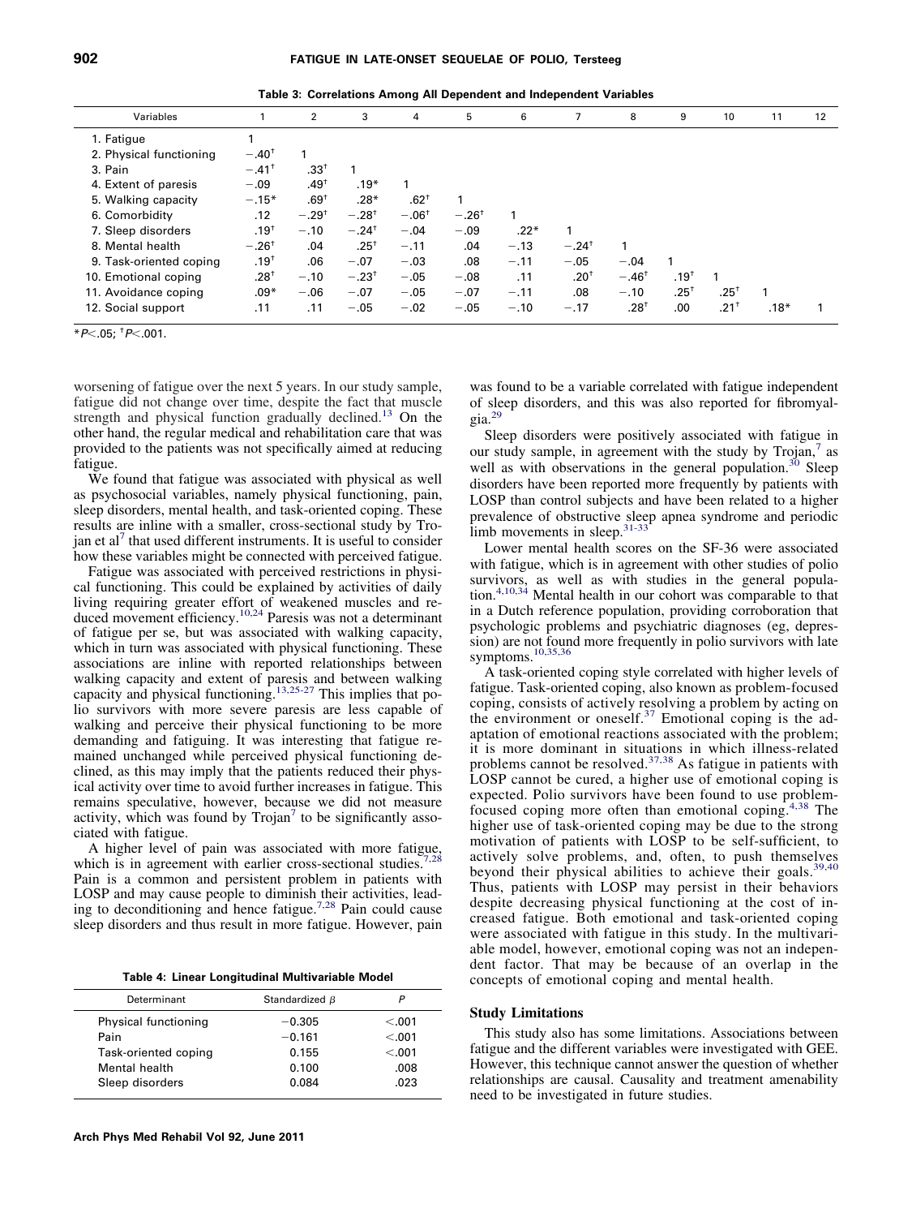**Table 3: Correlations Among All Dependent and Independent Variables**

| Variables | 1 | 2 | 3 | 4 | 5 | 6 | 7 | 8 | 9 | 10 | 11 | 12 |
|---|---|---|---|---|---|---|---|---|---|---|---|---|
| 1. Fatigue | 1 | | | | | | | | | | | |
| 2. Physical functioning | −.40† | 1 | | | | | | | | | | |
| 3. Pain | −.41† | .33† | 1 | | | | | | | | | |
| 4. Extent of paresis | −.09 | .49† | .19* | 1 | | | | | | | | |
| 5. Walking capacity | −.15* | .69† | .28* | .62† | 1 | | | | | | | |
| 6. Comorbidity | .12 | −.29† | −.28† | −.06† | −.26† | 1 | | | | | | |
| 7. Sleep disorders | .19† | −.10 | −.24† | −.04 | −.09 | .22* | 1 | | | | | |
| 8. Mental health | −.26† | .04 | .25† | −.11 | .04 | −.13 | −.24† | 1 | | | | |
| 9. Task-oriented coping | .19† | .06 | −.07 | −.03 | .08 | −.11 | −.05 | −.04 | 1 | | | |
| 10. Emotional coping | .28† | −.10 | −.23† | −.05 | −.08 | .11 | .20† | −.46† | .19† | 1 | | |
| 11. Avoidance coping | .09* | −.06 | −.07 | −.05 | −.07 | −.11 | .08 | −.10 | .25† | .25† | 1 | |
| 12. Social support | .11 | .11 | −.05 | −.02 | −.05 | −.10 | −.17 | .28† | .00 | .21† | .18* | 1 |

*$P<.05$; †$P<.001$.

worsening of fatigue over the next 5 years. In our study sample, fatigue did not change over time, despite the fact that muscle strength and physical function gradually declined.[13] On the other hand, the regular medical and rehabilitation care that was provided to the patients was not specifically aimed at reducing fatigue.

We found that fatigue was associated with physical as well as psychosocial variables, namely physical functioning, pain, sleep disorders, mental health, and task-oriented coping. These results are inline with a smaller, cross-sectional study by Trojan et al[7] that used different instruments. It is useful to consider how these variables might be connected with perceived fatigue.

Fatigue was associated with perceived restrictions in physical functioning. This could be explained by activities of daily living requiring greater effort of weakened muscles and reduced movement efficiency.[10,24] Paresis was not a determinant of fatigue per se, but was associated with walking capacity, which in turn was associated with physical functioning. These associations are inline with reported relationships between walking capacity and extent of paresis and between walking capacity and physical functioning.[13,25-27] This implies that polio survivors with more severe paresis are less capable of walking and perceive their physical functioning to be more demanding and fatiguing. It was interesting that fatigue remained unchanged while perceived physical functioning declined, as this may imply that the patients reduced their physical activity over time to avoid further increases in fatigue. This remains speculative, however, because we did not measure activity, which was found by Trojan[7] to be significantly associated with fatigue.

A higher level of pain was associated with more fatigue, which is in agreement with earlier cross-sectional studies.[7,28] Pain is a common and persistent problem in patients with LOSP and may cause people to diminish their activities, leading to deconditioning and hence fatigue.[7,28] Pain could cause sleep disorders and thus result in more fatigue. However, pain was found to be a variable correlated with fatigue independent of sleep disorders, and this was also reported for fibromyalgia.[29]

**Table 4: Linear Longitudinal Multivariable Model**

| Determinant | Standardized $\beta$ | $P$ |
|---|---|---|
| Physical functioning | −0.305 | <.001 |
| Pain | −0.161 | <.001 |
| Task-oriented coping | 0.155 | <.001 |
| Mental health | 0.100 | .008 |
| Sleep disorders | 0.084 | .023 |

Sleep disorders were positively associated with fatigue in our study sample, in agreement with the study by Trojan,[7] as well as with observations in the general population.[30] Sleep disorders have been reported more frequently by patients with LOSP than control subjects and have been related to a higher prevalence of obstructive sleep apnea syndrome and periodic limb movements in sleep.[31-33]

Lower mental health scores on the SF-36 were associated with fatigue, which is in agreement with other studies of polio survivors, as well as with studies in the general population.[4,10,34] Mental health in our cohort was comparable to that in a Dutch reference population, providing corroboration that psychologic problems and psychiatric diagnoses (eg, depression) are not found more frequently in polio survivors with late symptoms.[10,35,36]

A task-oriented coping style correlated with higher levels of fatigue. Task-oriented coping, also known as problem-focused coping, consists of actively resolving a problem by acting on the environment or oneself.[37] Emotional coping is the adaptation of emotional reactions associated with the problem; it is more dominant in situations in which illness-related problems cannot be resolved.[37,38] As fatigue in patients with LOSP cannot be cured, a higher use of emotional coping is expected. Polio survivors have been found to use problem-focused coping more often than emotional coping.[4,38] The higher use of task-oriented coping may be due to the strong motivation of patients with LOSP to be self-sufficient, to actively solve problems, and, often, to push themselves beyond their physical abilities to achieve their goals.[39,40] Thus, patients with LOSP may persist in their behaviors despite decreasing physical functioning at the cost of increased fatigue. Both emotional and task-oriented coping were associated with fatigue in this study. In the multivariable model, however, emotional coping was not an independent factor. That may be because of an overlap in the concepts of emotional coping and mental health.

### Study Limitations

This study also has some limitations. Associations between fatigue and the different variables were investigated with GEE. However, this technique cannot answer the question of whether relationships are causal. Causality and treatment amenability need to be investigated in future studies.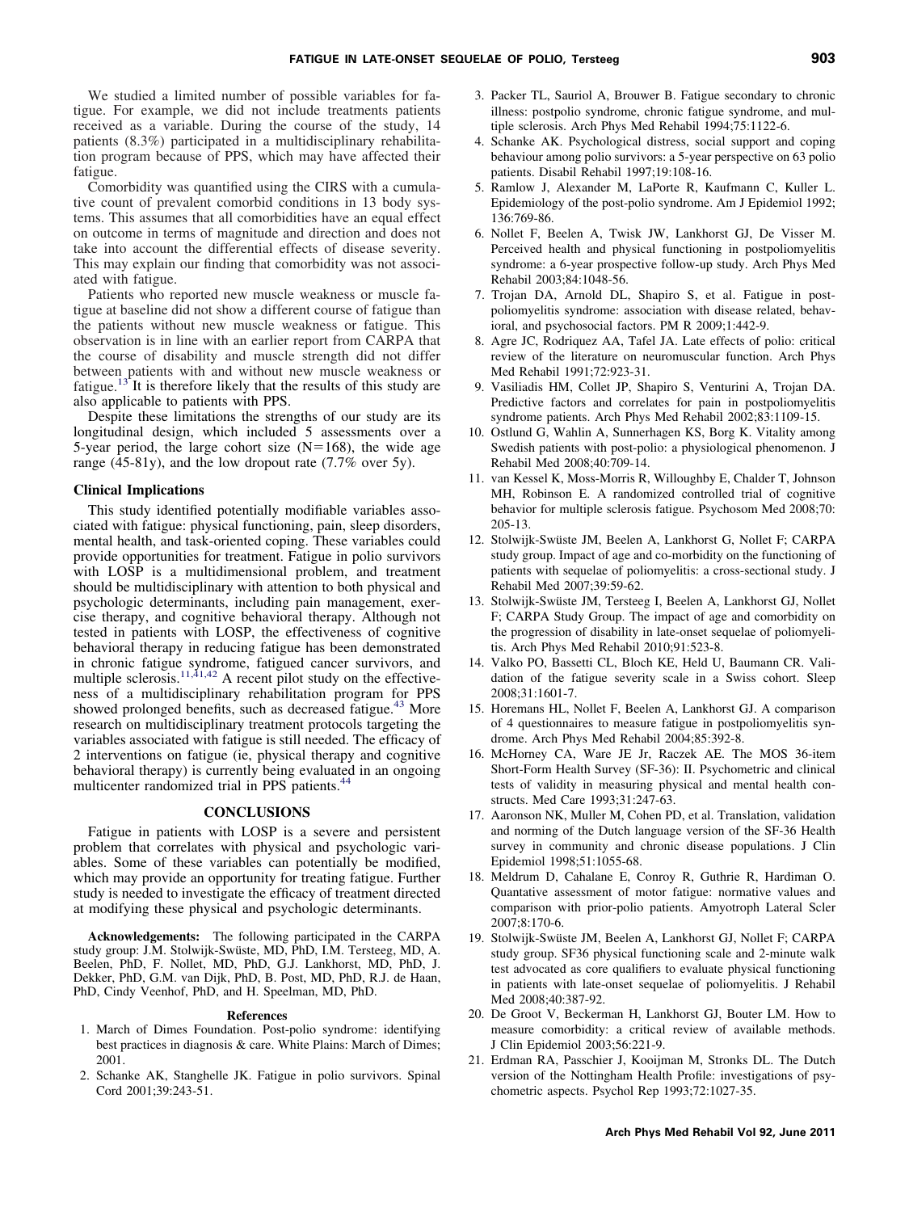We studied a limited number of possible variables for fatigue. For example, we did not include treatments patients received as a variable. During the course of the study, 14 patients (8.3%) participated in a multidisciplinary rehabilitation program because of PPS, which may have affected their fatigue.

Comorbidity was quantified using the CIRS with a cumulative count of prevalent comorbid conditions in 13 body systems. This assumes that all comorbidities have an equal effect on outcome in terms of magnitude and direction and does not take into account the differential effects of disease severity. This may explain our finding that comorbidity was not associated with fatigue.

Patients who reported new muscle weakness or muscle fatigue at baseline did not show a different course of fatigue than the patients without new muscle weakness or fatigue. This observation is in line with an earlier report from CARPA that the course of disability and muscle strength did not differ between patients with and without new muscle weakness or fatigue.[13] It is therefore likely that the results of this study are also applicable to patients with PPS.

Despite these limitations the strengths of our study are its longitudinal design, which included 5 assessments over a 5-year period, the large cohort size (N=168), the wide age range (45-81y), and the low dropout rate (7.7% over 5y).

### Clinical Implications

This study identified potentially modifiable variables associated with fatigue: physical functioning, pain, sleep disorders, mental health, and task-oriented coping. These variables could provide opportunities for treatment. Fatigue in polio survivors with LOSP is a multidimensional problem, and treatment should be multidisciplinary with attention to both physical and psychologic determinants, including pain management, exercise therapy, and cognitive behavioral therapy. Although not tested in patients with LOSP, the effectiveness of cognitive behavioral therapy in reducing fatigue has been demonstrated in chronic fatigue syndrome, fatigued cancer survivors, and multiple sclerosis.[11,41,42] A recent pilot study on the effectiveness of a multidisciplinary rehabilitation program for PPS showed prolonged benefits, such as decreased fatigue.[43] More research on multidisciplinary treatment protocols targeting the variables associated with fatigue is still needed. The efficacy of 2 interventions on fatigue (ie, physical therapy and cognitive behavioral therapy) is currently being evaluated in an ongoing multicenter randomized trial in PPS patients.[44]

## CONCLUSIONS

Fatigue in patients with LOSP is a severe and persistent problem that correlates with physical and psychologic variables. Some of these variables can potentially be modified, which may provide an opportunity for treating fatigue. Further study is needed to investigate the efficacy of treatment directed at modifying these physical and psychologic determinants.

**Acknowledgements:** The following participated in the CARPA study group: J.M. Stolwijk-Swüste, MD, PhD, I.M. Tersteeg, MD, A. Beelen, PhD, F. Nollet, MD, PhD, G.J. Lankhorst, MD, PhD, J. Dekker, PhD, G.M. van Dijk, PhD, B. Post, MD, PhD, R.J. de Haan, PhD, Cindy Veenhof, PhD, and H. Speelman, MD, PhD.

## References

1. March of Dimes Foundation. Post-polio syndrome: identifying best practices in diagnosis & care. White Plains: March of Dimes; 2001.
2. Schanke AK, Stanghelle JK. Fatigue in polio survivors. Spinal Cord 2001;39:243-51.
3. Packer TL, Sauriol A, Brouwer B. Fatigue secondary to chronic illness: postpolio syndrome, chronic fatigue syndrome, and multiple sclerosis. Arch Phys Med Rehabil 1994;75:1122-6.
4. Schanke AK. Psychological distress, social support and coping behaviour among polio survivors: a 5-year perspective on 63 polio patients. Disabil Rehabil 1997;19:108-16.
5. Ramlow J, Alexander M, LaPorte R, Kaufmann C, Kuller L. Epidemiology of the post-polio syndrome. Am J Epidemiol 1992; 136:769-86.
6. Nollet F, Beelen A, Twisk JW, Lankhorst GJ, De Visser M. Perceived health and physical functioning in postpoliomyelitis syndrome: a 6-year prospective follow-up study. Arch Phys Med Rehabil 2003;84:1048-56.
7. Trojan DA, Arnold DL, Shapiro S, et al. Fatigue in post-poliomyelitis syndrome: association with disease related, behavioral, and psychosocial factors. PM R 2009;1:442-9.
8. Agre JC, Rodriquez AA, Tafel JA. Late effects of polio: critical review of the literature on neuromuscular function. Arch Phys Med Rehabil 1991;72:923-31.
9. Vasiliadis HM, Collet JP, Shapiro S, Venturini A, Trojan DA. Predictive factors and correlates for pain in postpoliomyelitis syndrome patients. Arch Phys Med Rehabil 2002;83:1109-15.
10. Ostlund G, Wahlin A, Sunnerhagen KS, Borg K. Vitality among Swedish patients with post-polio: a physiological phenomenon. J Rehabil Med 2008;40:709-14.
11. van Kessel K, Moss-Morris R, Willoughby E, Chalder T, Johnson MH, Robinson E. A randomized controlled trial of cognitive behavior for multiple sclerosis fatigue. Psychosom Med 2008;70: 205-13.
12. Stolwijk-Swüste JM, Beelen A, Lankhorst G, Nollet F; CARPA study group. Impact of age and co-morbidity on the functioning of patients with sequelae of poliomyelitis: a cross-sectional study. J Rehabil Med 2007;39:59-62.
13. Stolwijk-Swüste JM, Tersteeg I, Beelen A, Lankhorst GJ, Nollet F; CARPA Study Group. The impact of age and comorbidity on the progression of disability in late-onset sequelae of poliomyelitis. Arch Phys Med Rehabil 2010;91:523-8.
14. Valko PO, Bassetti CL, Bloch KE, Held U, Baumann CR. Validation of the fatigue severity scale in a Swiss cohort. Sleep 2008;31:1601-7.
15. Horemans HL, Nollet F, Beelen A, Lankhorst GJ. A comparison of 4 questionnaires to measure fatigue in postpoliomyelitis syndrome. Arch Phys Med Rehabil 2004;85:392-8.
16. McHorney CA, Ware JE Jr, Raczek AE. The MOS 36-item Short-Form Health Survey (SF-36): II. Psychometric and clinical tests of validity in measuring physical and mental health constructs. Med Care 1993;31:247-63.
17. Aaronson NK, Muller M, Cohen PD, et al. Translation, validation and norming of the Dutch language version of the SF-36 Health survey in community and chronic disease populations. J Clin Epidemiol 1998;51:1055-68.
18. Meldrum D, Cahalane E, Conroy R, Guthrie R, Hardiman O. Quantative assessment of motor fatigue: normative values and comparison with prior-polio patients. Amyotroph Lateral Scler 2007;8:170-6.
19. Stolwijk-Swüste JM, Beelen A, Lankhorst GJ, Nollet F; CARPA study group. SF36 physical functioning scale and 2-minute walk test advocated as core qualifiers to evaluate physical functioning in patients with late-onset sequelae of poliomyelitis. J Rehabil Med 2008;40:387-92.
20. De Groot V, Beckerman H, Lankhorst GJ, Bouter LM. How to measure comorbidity: a critical review of available methods. J Clin Epidemiol 2003;56:221-9.
21. Erdman RA, Passchier J, Kooijman M, Stronks DL. The Dutch version of the Nottingham Health Profile: investigations of psychometric aspects. Psychol Rep 1993;72:1027-35.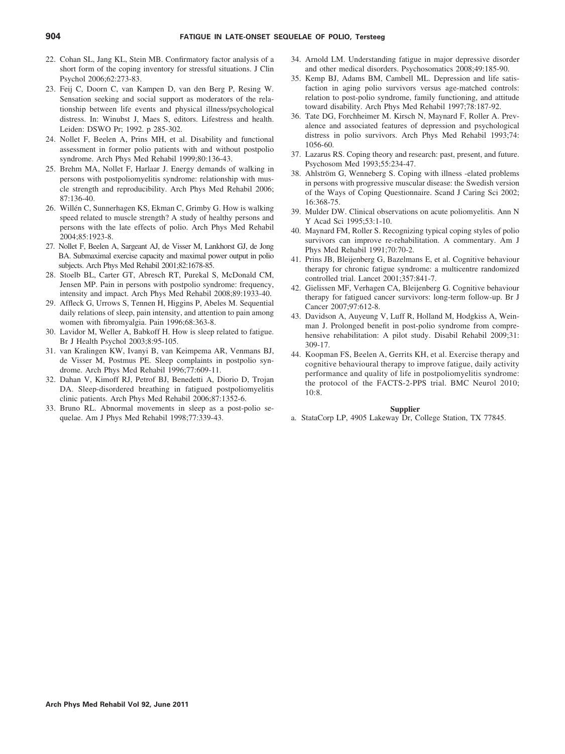22. Cohan SL, Jang KL, Stein MB. Confirmatory factor analysis of a short form of the coping inventory for stressful situations. J Clin Psychol 2006;62:273-83.
23. Feij C, Doorn C, van Kampen D, van den Berg P, Resing W. Sensation seeking and social support as moderators of the relationship between life events and physical illness/psychological distress. In: Winubst J, Maes S, editors. Lifestress and health. Leiden: DSWO Pr; 1992. p 285-302.
24. Nollet F, Beelen A, Prins MH, et al. Disability and functional assessment in former polio patients with and without postpolio syndrome. Arch Phys Med Rehabil 1999;80:136-43.
25. Brehm MA, Nollet F, Harlaar J. Energy demands of walking in persons with postpoliomyelitis syndrome: relationship with muscle strength and reproducibility. Arch Phys Med Rehabil 2006; 87:136-40.
26. Willén C, Sunnerhagen KS, Ekman C, Grimby G. How is walking speed related to muscle strength? A study of healthy persons and persons with the late effects of polio. Arch Phys Med Rehabil 2004;85:1923-8.
27. Nollet F, Beelen A, Sargeant AJ, de Visser M, Lankhorst GJ, de Jong BA. Submaximal exercise capacity and maximal power output in polio subjects. Arch Phys Med Rehabil 2001;82:1678-85.
28. Stoelb BL, Carter GT, Abresch RT, Purekal S, McDonald CM, Jensen MP. Pain in persons with postpolio syndrome: frequency, intensity and impact. Arch Phys Med Rehabil 2008;89:1933-40.
29. Affleck G, Urrows S, Tennen H, Higgins P, Abeles M. Sequential daily relations of sleep, pain intensity, and attention to pain among women with fibromyalgia. Pain 1996;68:363-8.
30. Lavidor M, Weller A, Babkoff H. How is sleep related to fatigue. Br J Health Psychol 2003;8:95-105.
31. van Kralingen KW, Ivanyi B, van Keimpema AR, Venmans BJ, de Visser M, Postmus PE. Sleep complaints in postpolio syndrome. Arch Phys Med Rehabil 1996;77:609-11.
32. Dahan V, Kimoff RJ, Petrof BJ, Benedetti A, Diorio D, Trojan DA. Sleep-disordered breathing in fatigued postpoliomyelitis clinic patients. Arch Phys Med Rehabil 2006;87:1352-6.
33. Bruno RL. Abnormal movements in sleep as a post-polio sequelae. Am J Phys Med Rehabil 1998;77:339-43.
34. Arnold LM. Understanding fatigue in major depressive disorder and other medical disorders. Psychosomatics 2008;49:185-90.
35. Kemp BJ, Adams BM, Cambell ML. Depression and life satisfaction in aging polio survivors versus age-matched controls: relation to post-polio syndrome, family functioning, and attitude toward disability. Arch Phys Med Rehabil 1997;78:187-92.
36. Tate DG, Forchheimer M. Kirsch N, Maynard F, Roller A. Prevalence and associated features of depression and psychological distress in polio survivors. Arch Phys Med Rehabil 1993;74: 1056-60.
37. Lazarus RS. Coping theory and research: past, present, and future. Psychosom Med 1993;55:234-47.
38. Ahlström G, Wenneberg S. Coping with illness -elated problems in persons with progressive muscular disease: the Swedish version of the Ways of Coping Questionnaire. Scand J Caring Sci 2002; 16:368-75.
39. Mulder DW. Clinical observations on acute poliomyelitis. Ann N Y Acad Sci 1995;53:1-10.
40. Maynard FM, Roller S. Recognizing typical coping styles of polio survivors can improve re-rehabilitation. A commentary. Am J Phys Med Rehabil 1991;70:70-2.
41. Prins JB, Bleijenberg G, Bazelmans E, et al. Cognitive behaviour therapy for chronic fatigue syndrome: a multicentre randomized controlled trial. Lancet 2001;357:841-7.
42. Gielissen MF, Verhagen CA, Bleijenberg G. Cognitive behaviour therapy for fatigued cancer survivors: long-term follow-up. Br J Cancer 2007;97:612-8.
43. Davidson A, Auyeung V, Luff R, Holland M, Hodgkiss A, Weinman J. Prolonged benefit in post-polio syndrome from comprehensive rehabilitation: A pilot study. Disabil Rehabil 2009;31: 309-17.
44. Koopman FS, Beelen A, Gerrits KH, et al. Exercise therapy and cognitive behavioural therapy to improve fatigue, daily activity performance and quality of life in postpoliomyelitis syndrome: the protocol of the FACTS-2-PPS trial. BMC Neurol 2010; 10:8.

**Supplier**

a. StataCorp LP, 4905 Lakeway Dr, College Station, TX 77845.